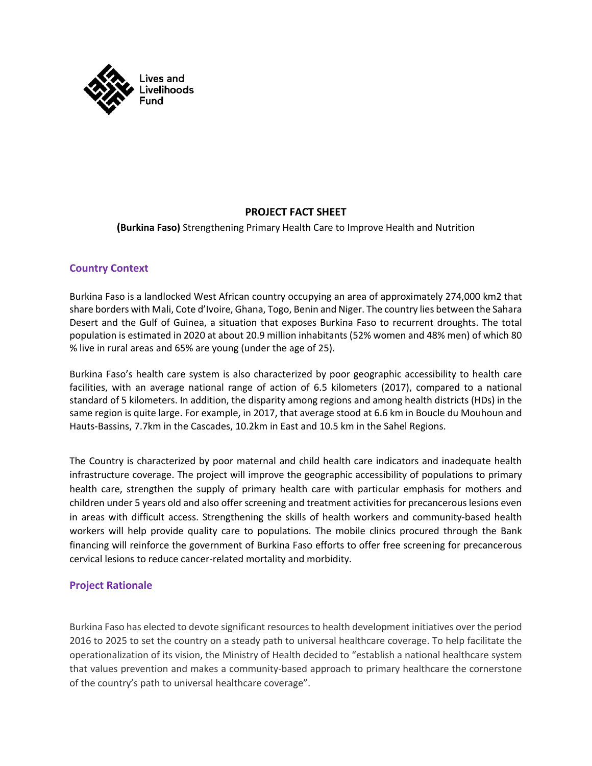Lives and Livelihoods Fund

# PROJECT FACT SHEET

**(Burkina Faso)** Strengthening Primary Health Care to Improve Health and Nutrition

## Country Context

Burkina Faso is a landlocked West African country occupying an area of approximately 274,000 km2 that share borders with Mali, Cote d'Ivoire, Ghana, Togo, Benin and Niger. The country lies between the Sahara Desert and the Gulf of Guinea, a situation that exposes Burkina Faso to recurrent droughts. The total population is estimated in 2020 at about 20.9 million inhabitants (52% women and 48% men) of which 80 % live in rural areas and 65% are young (under the age of 25).

Burkina Faso's health care system is also characterized by poor geographic accessibility to health care facilities, with an average national range of action of 6.5 kilometers (2017), compared to a national standard of 5 kilometers. In addition, the disparity among regions and among health districts (HDs) in the same region is quite large. For example, in 2017, that average stood at 6.6 km in Boucle du Mouhoun and Hauts-Bassins, 7.7km in the Cascades, 10.2km in East and 10.5 km in the Sahel Regions.

The Country is characterized by poor maternal and child health care indicators and inadequate health infrastructure coverage. The project will improve the geographic accessibility of populations to primary health care, strengthen the supply of primary health care with particular emphasis for mothers and children under 5 years old and also offer screening and treatment activities for precancerous lesions even in areas with difficult access. Strengthening the skills of health workers and community-based health workers will help provide quality care to populations. The mobile clinics procured through the Bank financing will reinforce the government of Burkina Faso efforts to offer free screening for precancerous cervical lesions to reduce cancer-related mortality and morbidity.

## Project Rationale

Burkina Faso has elected to devote significant resources to health development initiatives over the period 2016 to 2025 to set the country on a steady path to universal healthcare coverage. To help facilitate the operationalization of its vision, the Ministry of Health decided to "establish a national healthcare system that values prevention and makes a community-based approach to primary healthcare the cornerstone of the country's path to universal healthcare coverage".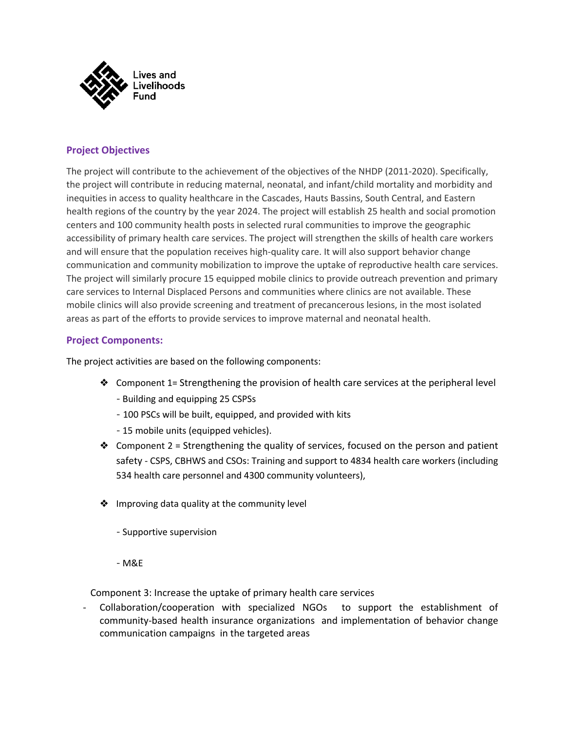## Project Objectives

The project will contribute to the achievement of the objectives of the NHDP (2011-2020). Specifically, the project will contribute in reducing maternal, neonatal, and infant/child mortality and morbidity and inequities in access to quality healthcare in the Cascades, Hauts Bassins, South Central, and Eastern health regions of the country by the year 2024. The project will establish 25 health and social promotion centers and 100 community health posts in selected rural communities to improve the geographic accessibility of primary health care services. The project will strengthen the skills of health care workers and will ensure that the population receives high-quality care. It will also support behavior change communication and community mobilization to improve the uptake of reproductive health care services. The project will similarly procure 15 equipped mobile clinics to provide outreach prevention and primary care services to Internal Displaced Persons and communities where clinics are not available. These mobile clinics will also provide screening and treatment of precancerous lesions, in the most isolated areas as part of the efforts to provide services to improve maternal and neonatal health.

## Project Components:

The project activities are based on the following components:

- Component 1= Strengthening the provision of health care services at the peripheral level
  - Building and equipping 25 CSPSs
  - 100 PSCs will be built, equipped, and provided with kits
  - 15 mobile units (equipped vehicles).
- Component 2 = Strengthening the quality of services, focused on the person and patient safety - CSPS, CBHWS and CSOs: Training and support to 4834 health care workers (including 534 health care personnel and 4300 community volunteers),
- Improving data quality at the community level
  - Supportive supervision
  - M&E

Component 3: Increase the uptake of primary health care services

- Collaboration/cooperation with specialized NGOs to support the establishment of community-based health insurance organizations and implementation of behavior change communication campaigns in the targeted areas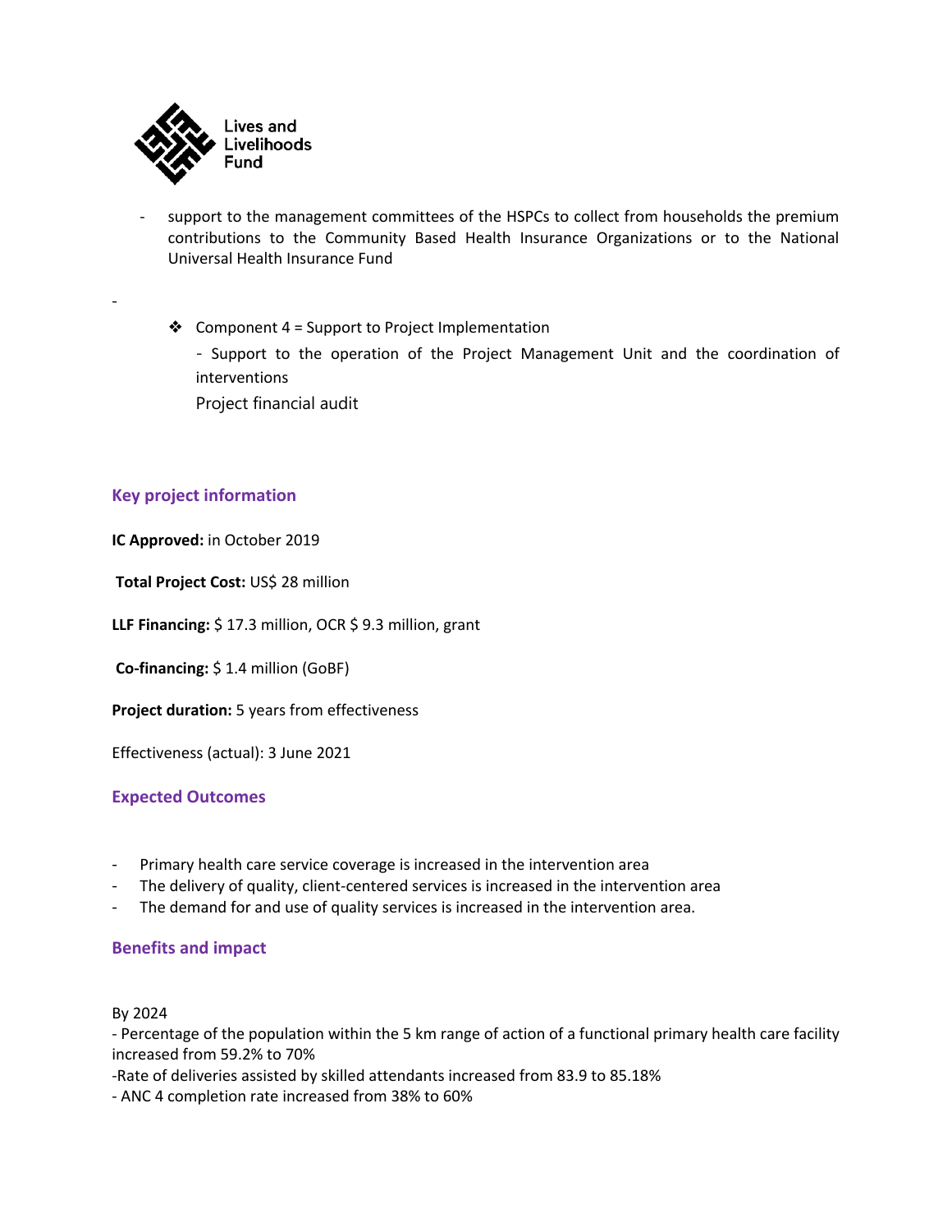- support to the management committees of the HSPCs to collect from households the premium contributions to the Community Based Health Insurance Organizations or to the National Universal Health Insurance Fund

-

- ❖ Component 4 = Support to Project Implementation

  - Support to the operation of the Project Management Unit and the coordination of interventions

  Project financial audit

## Key project information

**IC Approved:** in October 2019

**Total Project Cost:** US$ 28 million

**LLF Financing:** $ 17.3 million, OCR $ 9.3 million, grant

**Co-financing:** $ 1.4 million (GoBF)

**Project duration:** 5 years from effectiveness

Effectiveness (actual): 3 June 2021

## Expected Outcomes

- Primary health care service coverage is increased in the intervention area
- The delivery of quality, client-centered services is increased in the intervention area
- The demand for and use of quality services is increased in the intervention area.

## Benefits and impact

By 2024

- Percentage of the population within the 5 km range of action of a functional primary health care facility increased from 59.2% to 70%

-Rate of deliveries assisted by skilled attendants increased from 83.9 to 85.18%

- ANC 4 completion rate increased from 38% to 60%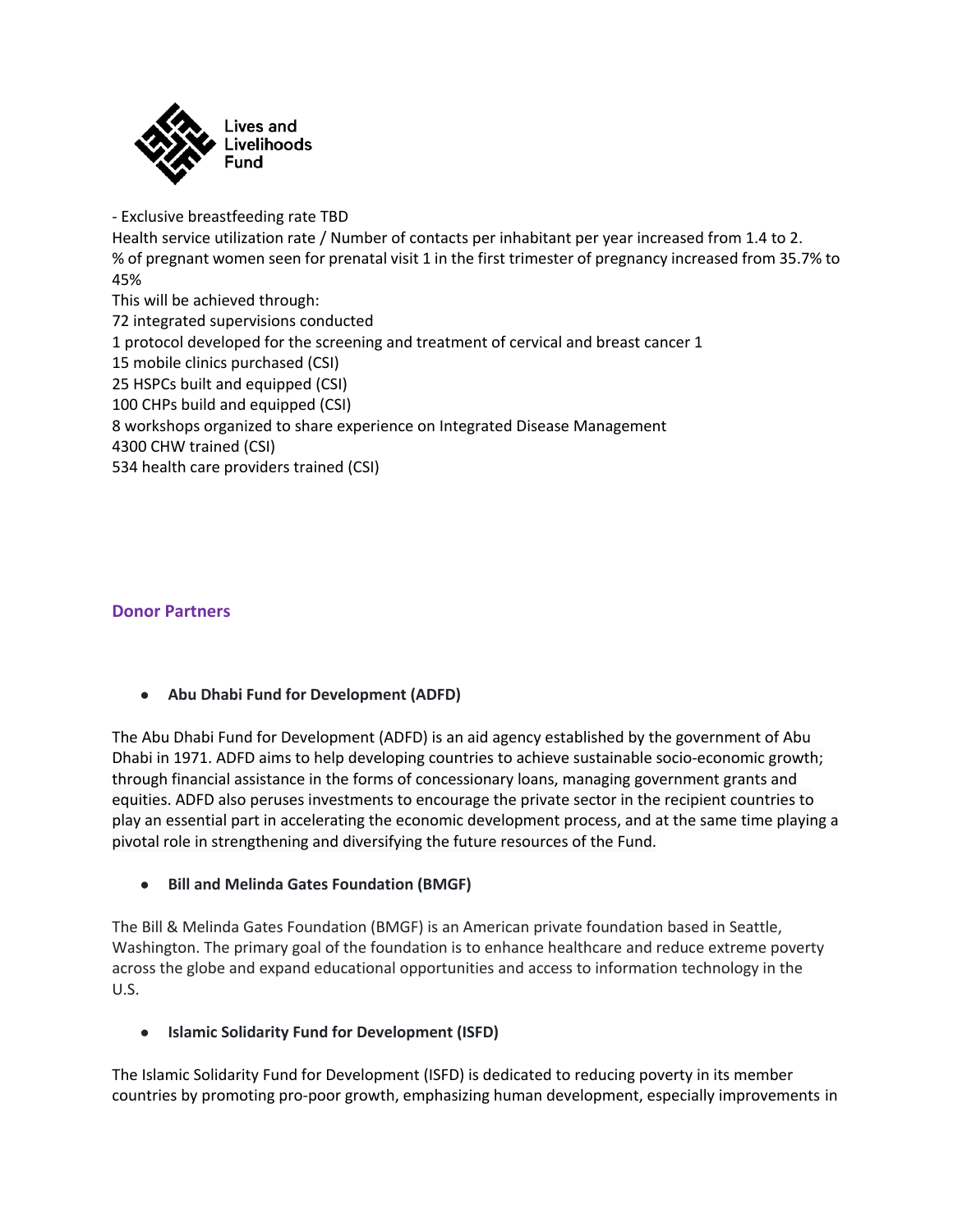- Exclusive breastfeeding rate TBD
Health service utilization rate / Number of contacts per inhabitant per year increased from 1.4 to 2.
% of pregnant women seen for prenatal visit 1 in the first trimester of pregnancy increased from 35.7% to 45%
This will be achieved through:
72 integrated supervisions conducted
1 protocol developed for the screening and treatment of cervical and breast cancer 1
15 mobile clinics purchased (CSI)
25 HSPCs built and equipped (CSI)
100 CHPs build and equipped (CSI)
8 workshops organized to share experience on Integrated Disease Management
4300 CHW trained (CSI)
534 health care providers trained (CSI)

## Donor Partners

- **Abu Dhabi Fund for Development (ADFD)**

The Abu Dhabi Fund for Development (ADFD) is an aid agency established by the government of Abu Dhabi in 1971. ADFD aims to help developing countries to achieve sustainable socio-economic growth; through financial assistance in the forms of concessionary loans, managing government grants and equities. ADFD also peruses investments to encourage the private sector in the recipient countries to play an essential part in accelerating the economic development process, and at the same time playing a pivotal role in strengthening and diversifying the future resources of the Fund.

- **Bill and Melinda Gates Foundation (BMGF)**

The Bill & Melinda Gates Foundation (BMGF) is an American private foundation based in Seattle, Washington. The primary goal of the foundation is to enhance healthcare and reduce extreme poverty across the globe and expand educational opportunities and access to information technology in the U.S.

- **Islamic Solidarity Fund for Development (ISFD)**

The Islamic Solidarity Fund for Development (ISFD) is dedicated to reducing poverty in its member countries by promoting pro-poor growth, emphasizing human development, especially improvements in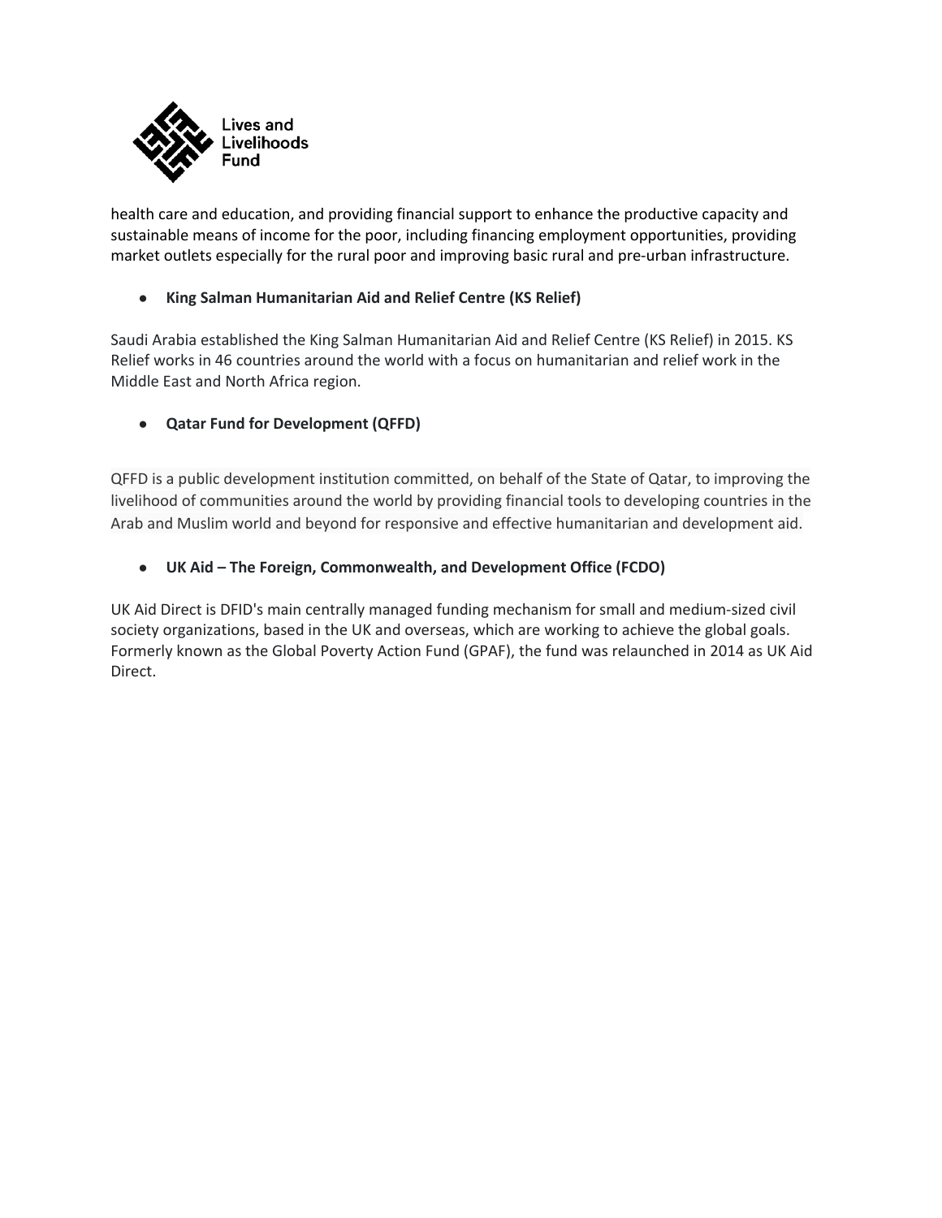health care and education, and providing financial support to enhance the productive capacity and sustainable means of income for the poor, including financing employment opportunities, providing market outlets especially for the rural poor and improving basic rural and pre-urban infrastructure.

- **King Salman Humanitarian Aid and Relief Centre (KS Relief)**

Saudi Arabia established the King Salman Humanitarian Aid and Relief Centre (KS Relief) in 2015. KS Relief works in 46 countries around the world with a focus on humanitarian and relief work in the Middle East and North Africa region.

- **Qatar Fund for Development (QFFD)**

QFFD is a public development institution committed, on behalf of the State of Qatar, to improving the livelihood of communities around the world by providing financial tools to developing countries in the Arab and Muslim world and beyond for responsive and effective humanitarian and development aid.

- **UK Aid – The Foreign, Commonwealth, and Development Office (FCDO)**

UK Aid Direct is DFID's main centrally managed funding mechanism for small and medium-sized civil society organizations, based in the UK and overseas, which are working to achieve the global goals. Formerly known as the Global Poverty Action Fund (GPAF), the fund was relaunched in 2014 as UK Aid Direct.